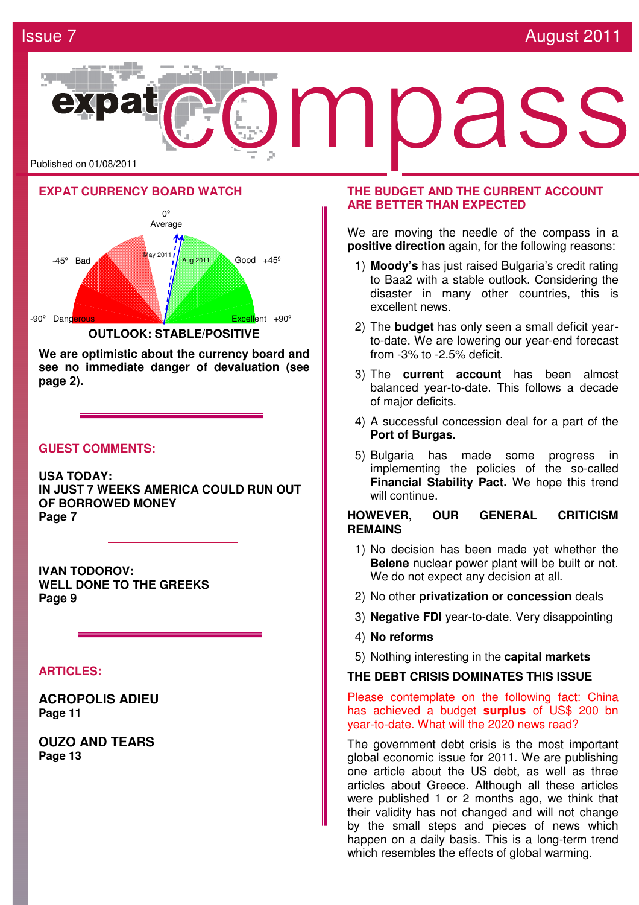# expat compass

Issue 7 — August 2011

Published on 01/08/2011

## EXPAT CURRENCY BOARD WATCH

0º Average

-45º Bad — Good +45º

-90º Dangerous — Excellent +90º

May 2011 — Aug 2011

**OUTLOOK: STABLE/POSITIVE**

**We are optimistic about the currency board and see no immediate danger of devaluation (see page 2).**

## GUEST COMMENTS:

**USA TODAY:**
**IN JUST 7 WEEKS AMERICA COULD RUN OUT OF BORROWED MONEY**
**Page 7**

**IVAN TODOROV:**
**WELL DONE TO THE GREEKS**
**Page 9**

## ARTICLES:

**ACROPOLIS ADIEU**
**Page 11**

**OUZO AND TEARS**
**Page 13**

## THE BUDGET AND THE CURRENT ACCOUNT ARE BETTER THAN EXPECTED

We are moving the needle of the compass in a **positive direction** again, for the following reasons:

1) **Moody's** has just raised Bulgaria's credit rating to Baa2 with a stable outlook. Considering the disaster in many other countries, this is excellent news.
2) The **budget** has only seen a small deficit year-to-date. We are lowering our year-end forecast from -3% to -2.5% deficit.
3) The **current account** has been almost balanced year-to-date. This follows a decade of major deficits.
4) A successful concession deal for a part of the **Port of Burgas.**
5) Bulgaria has made some progress in implementing the policies of the so-called **Financial Stability Pact.** We hope this trend will continue.

**HOWEVER, OUR GENERAL CRITICISM REMAINS**

1) No decision has been made yet whether the **Belene** nuclear power plant will be built or not. We do not expect any decision at all.
2) No other **privatization or concession** deals
3) **Negative FDI** year-to-date. Very disappointing
4) **No reforms**
5) Nothing interesting in the **capital markets**

**THE DEBT CRISIS DOMINATES THIS ISSUE**

Please contemplate on the following fact: China has achieved a budget **surplus** of US$ 200 bn year-to-date. What will the 2020 news read?

The government debt crisis is the most important global economic issue for 2011. We are publishing one article about the US debt, as well as three articles about Greece. Although all these articles were published 1 or 2 months ago, we think that their validity has not changed and will not change by the small steps and pieces of news which happen on a daily basis. This is a long-term trend which resembles the effects of global warming.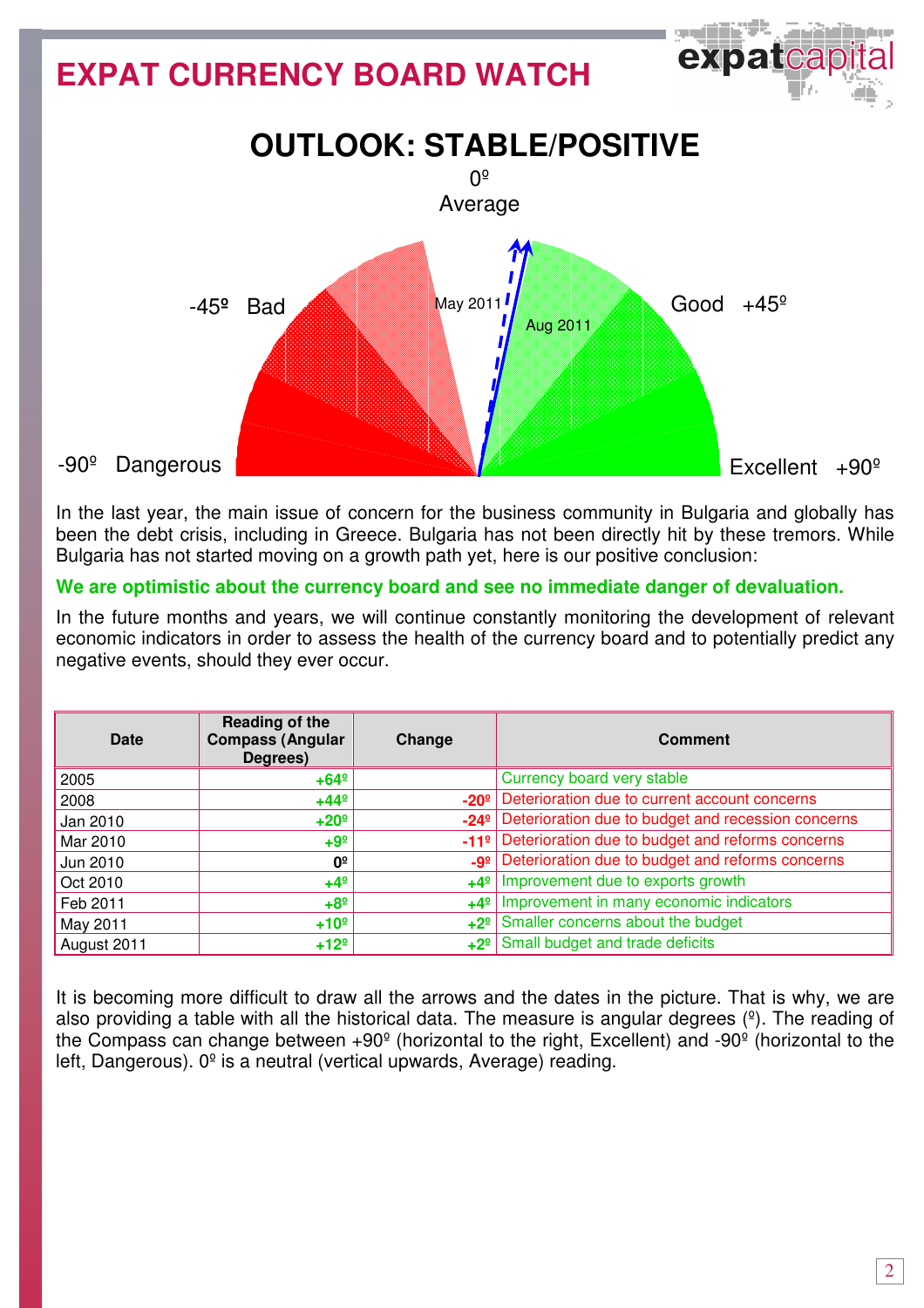# EXPAT CURRENCY BOARD WATCH

## OUTLOOK: STABLE/POSITIVE

0º Average

-45º Bad

Good +45º

May 2011

Aug 2011

-90º Dangerous

Excellent +90º

In the last year, the main issue of concern for the business community in Bulgaria and globally has been the debt crisis, including in Greece. Bulgaria has not been directly hit by these tremors. While Bulgaria has not started moving on a growth path yet, here is our positive conclusion:

**We are optimistic about the currency board and see no immediate danger of devaluation.**

In the future months and years, we will continue constantly monitoring the development of relevant economic indicators in order to assess the health of the currency board and to potentially predict any negative events, should they ever occur.

| Date | Reading of the Compass (Angular Degrees) | Change | Comment |
|---|---|---|---|
| 2005 | +64º | | Currency board very stable |
| 2008 | +44º | -20º | Deterioration due to current account concerns |
| Jan 2010 | +20º | -24º | Deterioration due to budget and recession concerns |
| Mar 2010 | +9º | -11º | Deterioration due to budget and reforms concerns |
| Jun 2010 | 0º | -9º | Deterioration due to budget and reforms concerns |
| Oct 2010 | +4º | +4º | Improvement due to exports growth |
| Feb 2011 | +8º | +4º | Improvement in many economic indicators |
| May 2011 | +10º | +2º | Smaller concerns about the budget |
| August 2011 | +12º | +2º | Small budget and trade deficits |

It is becoming more difficult to draw all the arrows and the dates in the picture. That is why, we are also providing a table with all the historical data. The measure is angular degrees (º). The reading of the Compass can change between +90º (horizontal to the right, Excellent) and -90º (horizontal to the left, Dangerous). 0º is a neutral (vertical upwards, Average) reading.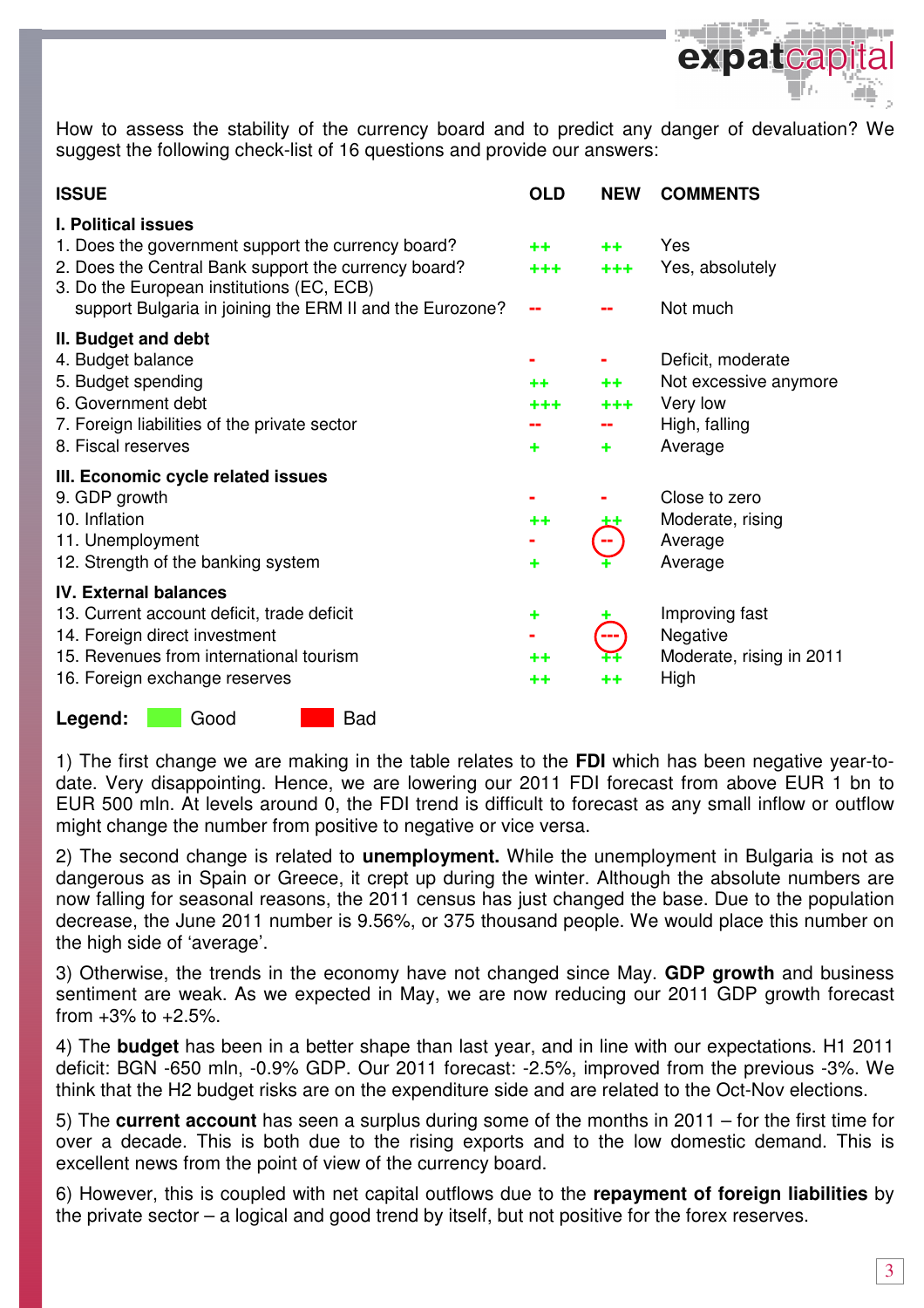How to assess the stability of the currency board and to predict any danger of devaluation? We suggest the following check-list of 16 questions and provide our answers:

| ISSUE | OLD | NEW | COMMENTS |
|---|---|---|---|
| **I. Political issues** | | | |
| 1. Does the government support the currency board? | ++ | ++ | Yes |
| 2. Does the Central Bank support the currency board? | +++ | +++ | Yes, absolutely |
| 3. Do the European institutions (EC, ECB) support Bulgaria in joining the ERM II and the Eurozone? | -- | -- | Not much |
| **II. Budget and debt** | | | |
| 4. Budget balance | - | - | Deficit, moderate |
| 5. Budget spending | ++ | ++ | Not excessive anymore |
| 6. Government debt | +++ | +++ | Very low |
| 7. Foreign liabilities of the private sector | -- | -- | High, falling |
| 8. Fiscal reserves | + | + | Average |
| **III. Economic cycle related issues** | | | |
| 9. GDP growth | - | - | Close to zero |
| 10. Inflation | ++ | ++ | Moderate, rising |
| 11. Unemployment | - | -- | Average |
| 12. Strength of the banking system | + | + | Average |
| **IV. External balances** | | | |
| 13. Current account deficit, trade deficit | + | + | Improving fast |
| 14. Foreign direct investment | - | --- | Negative |
| 15. Revenues from international tourism | ++ | ++ | Moderate, rising in 2011 |
| 16. Foreign exchange reserves | ++ | ++ | High |

**Legend:** Good (green) Bad (red)

1) The first change we are making in the table relates to the **FDI** which has been negative year-to-date. Very disappointing. Hence, we are lowering our 2011 FDI forecast from above EUR 1 bn to EUR 500 mln. At levels around 0, the FDI trend is difficult to forecast as any small inflow or outflow might change the number from positive to negative or vice versa.

2) The second change is related to **unemployment.** While the unemployment in Bulgaria is not as dangerous as in Spain or Greece, it crept up during the winter. Although the absolute numbers are now falling for seasonal reasons, the 2011 census has just changed the base. Due to the population decrease, the June 2011 number is 9.56%, or 375 thousand people. We would place this number on the high side of 'average'.

3) Otherwise, the trends in the economy have not changed since May. **GDP growth** and business sentiment are weak. As we expected in May, we are now reducing our 2011 GDP growth forecast from +3% to +2.5%.

4) The **budget** has been in a better shape than last year, and in line with our expectations. H1 2011 deficit: BGN -650 mln, -0.9% GDP. Our 2011 forecast: -2.5%, improved from the previous -3%. We think that the H2 budget risks are on the expenditure side and are related to the Oct-Nov elections.

5) The **current account** has seen a surplus during some of the months in 2011 – for the first time for over a decade. This is both due to the rising exports and to the low domestic demand. This is excellent news from the point of view of the currency board.

6) However, this is coupled with net capital outflows due to the **repayment of foreign liabilities** by the private sector – a logical and good trend by itself, but not positive for the forex reserves.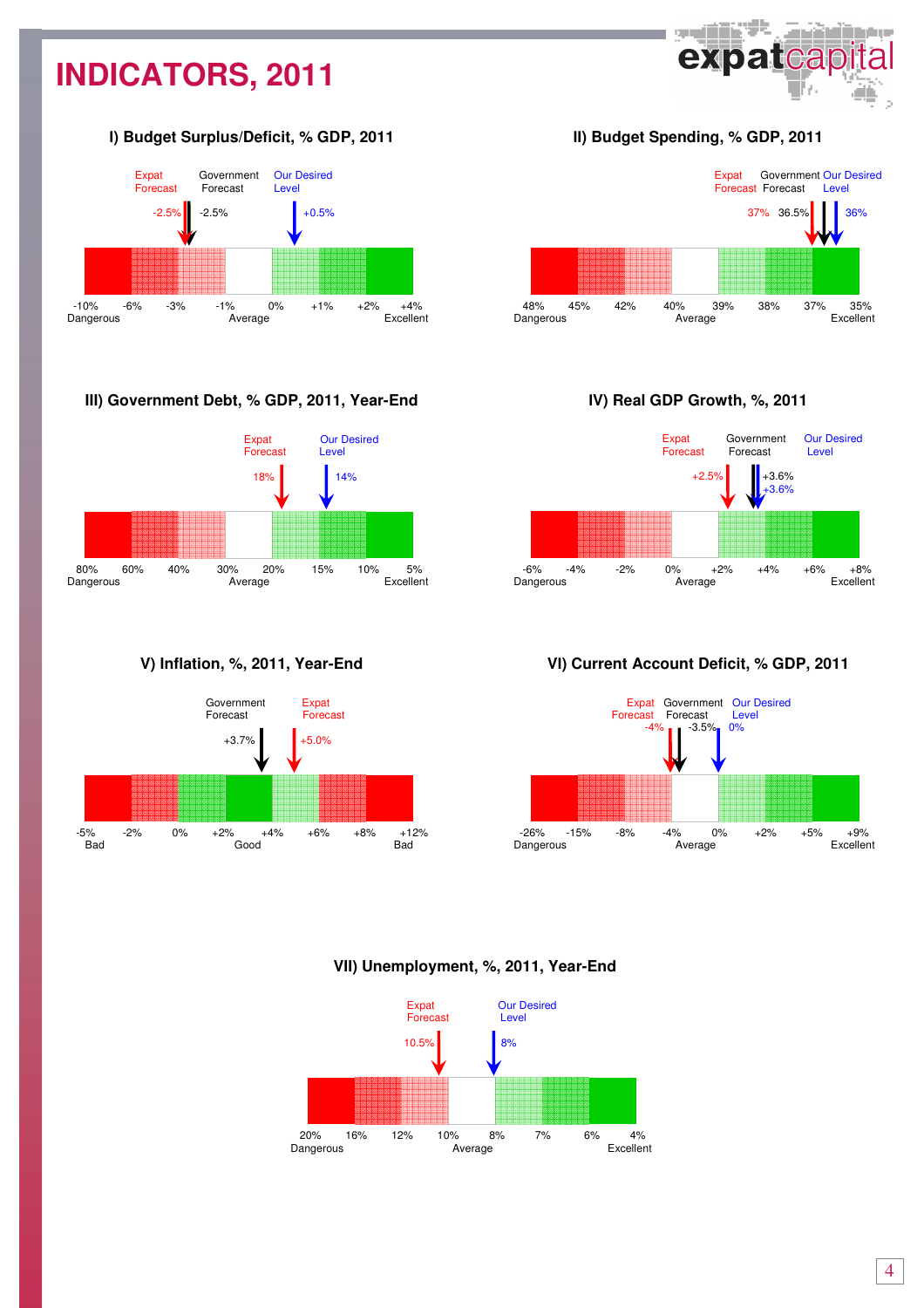# INDICATORS, 2011

### I) Budget Surplus/Deficit, % GDP, 2011

Expat Forecast: -2.5% | Government Forecast: -2.5% | Our Desired Level: +0.5%

-10% Dangerous | -6% | -3% | -1% | 0% Average | +1% | +2% | +4% Excellent

### II) Budget Spending, % GDP, 2011

Expat Forecast: 37% | Government Forecast: 36.5% | Our Desired Level: 36%

48% Dangerous | 45% | 42% | 40% | 39% Average | 38% | 37% | 35% Excellent

### III) Government Debt, % GDP, 2011, Year-End

Expat Forecast: 18% | Our Desired Level: 14%

80% Dangerous | 60% | 40% | 30% | 20% Average | 15% | 10% | 5% Excellent

### IV) Real GDP Growth, %, 2011

Expat Forecast: +2.5% | Government Forecast: +3.6% | Our Desired Level: +3.6%

-6% Dangerous | -4% | -2% | 0% | +2% Average | +4% | +6% | +8% Excellent

### V) Inflation, %, 2011, Year-End

Government Forecast: +3.7% | Expat Forecast: +5.0%

-5% Bad | -2% | 0% | +2% | +4% Good | +6% | +8% | +12% Bad

### VI) Current Account Deficit, % GDP, 2011

Expat Forecast: -4% | Government Forecast: -3.5% | Our Desired Level: 0%

-26% Dangerous | -15% | -8% | -4% | 0% Average | +2% | +5% | +9% Excellent

### VII) Unemployment, %, 2011, Year-End

Expat Forecast: 10.5% | Our Desired Level: 8%

20% Dangerous | 16% | 12% | 10% | 8% Average | 7% | 6% | 4% Excellent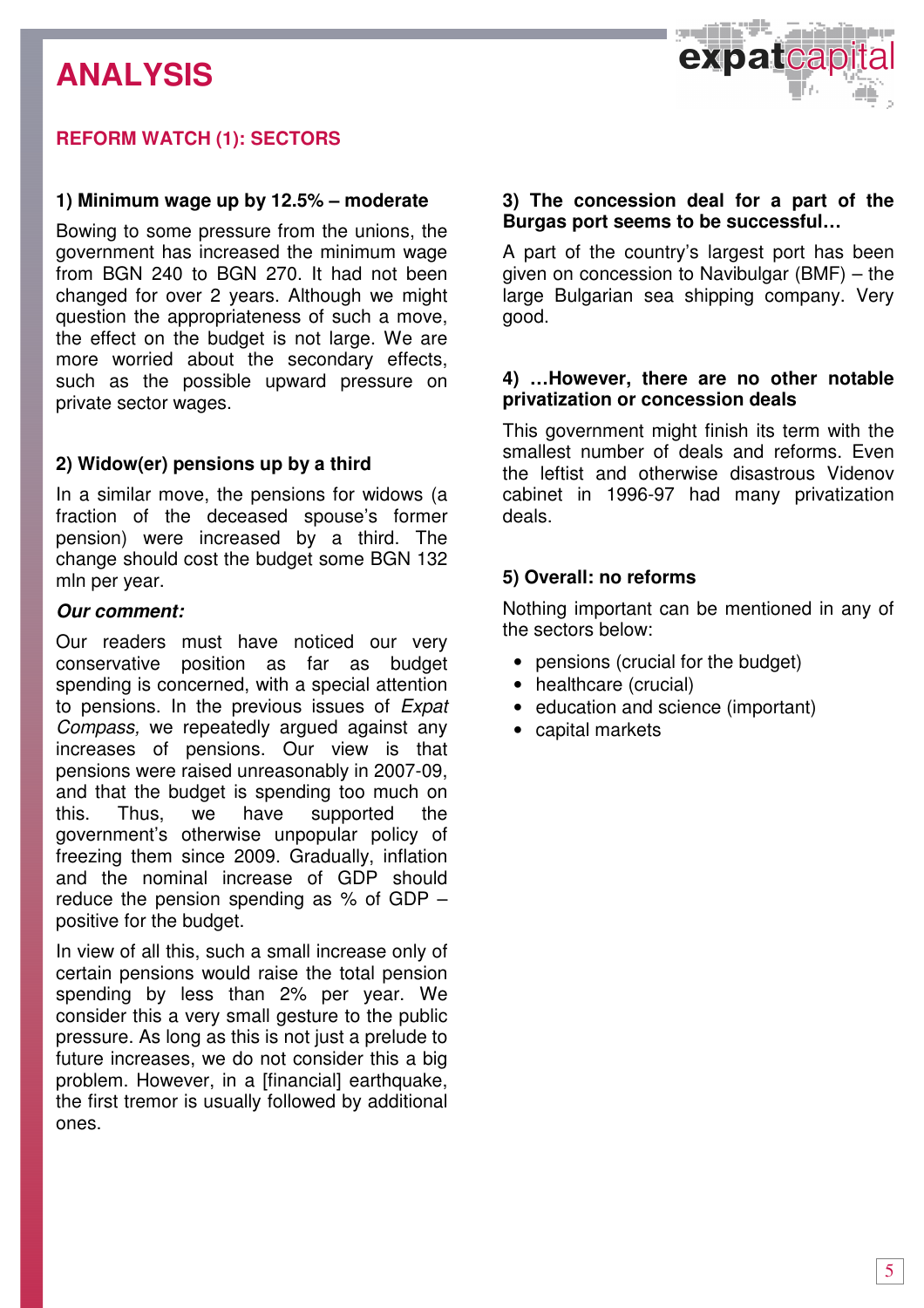# ANALYSIS

## REFORM WATCH (1): SECTORS

### 1) Minimum wage up by 12.5% – moderate

Bowing to some pressure from the unions, the government has increased the minimum wage from BGN 240 to BGN 270. It had not been changed for over 2 years. Although we might question the appropriateness of such a move, the effect on the budget is not large. We are more worried about the secondary effects, such as the possible upward pressure on private sector wages.

### 2) Widow(er) pensions up by a third

In a similar move, the pensions for widows (a fraction of the deceased spouse's former pension) were increased by a third. The change should cost the budget some BGN 132 mln per year.

***Our comment:***

Our readers must have noticed our very conservative position as far as budget spending is concerned, with a special attention to pensions. In the previous issues of *Expat Compass,* we repeatedly argued against any increases of pensions. Our view is that pensions were raised unreasonably in 2007-09, and that the budget is spending too much on this. Thus, we have supported the government's otherwise unpopular policy of freezing them since 2009. Gradually, inflation and the nominal increase of GDP should reduce the pension spending as % of GDP – positive for the budget.

In view of all this, such a small increase only of certain pensions would raise the total pension spending by less than 2% per year. We consider this a very small gesture to the public pressure. As long as this is not just a prelude to future increases, we do not consider this a big problem. However, in a [financial] earthquake, the first tremor is usually followed by additional ones.

### 3) The concession deal for a part of the Burgas port seems to be successful…

A part of the country's largest port has been given on concession to Navibulgar (BMF) – the large Bulgarian sea shipping company. Very good.

### 4) …However, there are no other notable privatization or concession deals

This government might finish its term with the smallest number of deals and reforms. Even the leftist and otherwise disastrous Videnov cabinet in 1996-97 had many privatization deals.

### 5) Overall: no reforms

Nothing important can be mentioned in any of the sectors below:

- pensions (crucial for the budget)
- healthcare (crucial)
- education and science (important)
- capital markets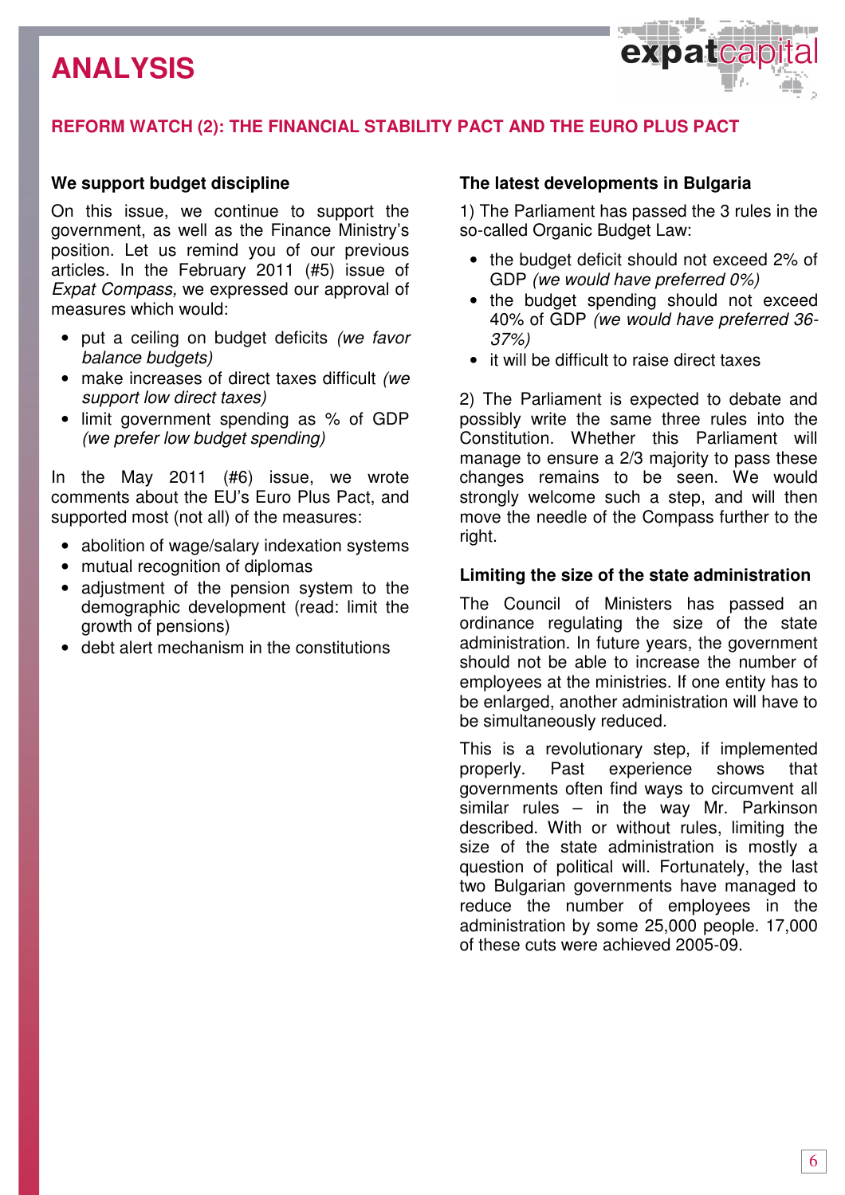# ANALYSIS

## REFORM WATCH (2): THE FINANCIAL STABILITY PACT AND THE EURO PLUS PACT

### We support budget discipline

On this issue, we continue to support the government, as well as the Finance Ministry's position. Let us remind you of our previous articles. In the February 2011 (#5) issue of *Expat Compass,* we expressed our approval of measures which would:

- put a ceiling on budget deficits *(we favor balance budgets)*
- make increases of direct taxes difficult *(we support low direct taxes)*
- limit government spending as % of GDP *(we prefer low budget spending)*

In the May 2011 (#6) issue, we wrote comments about the EU's Euro Plus Pact, and supported most (not all) of the measures:

- abolition of wage/salary indexation systems
- mutual recognition of diplomas
- adjustment of the pension system to the demographic development (read: limit the growth of pensions)
- debt alert mechanism in the constitutions

### The latest developments in Bulgaria

1) The Parliament has passed the 3 rules in the so-called Organic Budget Law:

- the budget deficit should not exceed 2% of GDP *(we would have preferred 0%)*
- the budget spending should not exceed 40% of GDP *(we would have preferred 36-37%)*
- it will be difficult to raise direct taxes

2) The Parliament is expected to debate and possibly write the same three rules into the Constitution. Whether this Parliament will manage to ensure a 2/3 majority to pass these changes remains to be seen. We would strongly welcome such a step, and will then move the needle of the Compass further to the right.

### Limiting the size of the state administration

The Council of Ministers has passed an ordinance regulating the size of the state administration. In future years, the government should not be able to increase the number of employees at the ministries. If one entity has to be enlarged, another administration will have to be simultaneously reduced.

This is a revolutionary step, if implemented properly. Past experience shows that governments often find ways to circumvent all similar rules – in the way Mr. Parkinson described. With or without rules, limiting the size of the state administration is mostly a question of political will. Fortunately, the last two Bulgarian governments have managed to reduce the number of employees in the administration by some 25,000 people. 17,000 of these cuts were achieved 2005-09.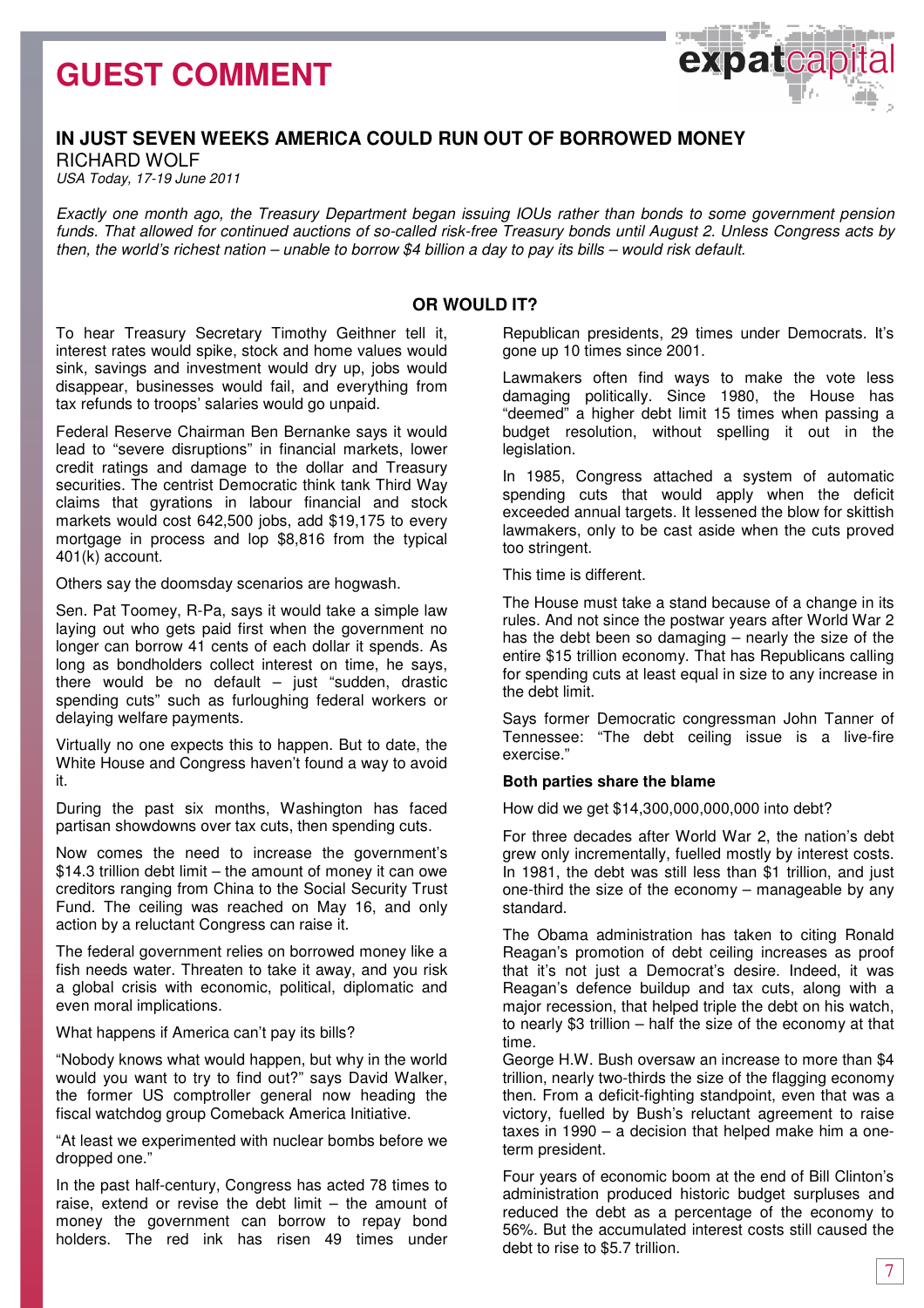# GUEST COMMENT

## IN JUST SEVEN WEEKS AMERICA COULD RUN OUT OF BORROWED MONEY

RICHARD WOLF

*USA Today, 17-19 June 2011*

*Exactly one month ago, the Treasury Department began issuing IOUs rather than bonds to some government pension funds. That allowed for continued auctions of so-called risk-free Treasury bonds until August 2. Unless Congress acts by then, the world's richest nation – unable to borrow $4 billion a day to pay its bills – would risk default.*

### OR WOULD IT?

To hear Treasury Secretary Timothy Geithner tell it, interest rates would spike, stock and home values would sink, savings and investment would dry up, jobs would disappear, businesses would fail, and everything from tax refunds to troops' salaries would go unpaid.

Federal Reserve Chairman Ben Bernanke says it would lead to "severe disruptions" in financial markets, lower credit ratings and damage to the dollar and Treasury securities. The centrist Democratic think tank Third Way claims that gyrations in labour financial and stock markets would cost 642,500 jobs, add $19,175 to every mortgage in process and lop $8,816 from the typical 401(k) account.

Others say the doomsday scenarios are hogwash.

Sen. Pat Toomey, R-Pa, says it would take a simple law laying out who gets paid first when the government no longer can borrow 41 cents of each dollar it spends. As long as bondholders collect interest on time, he says, there would be no default – just "sudden, drastic spending cuts" such as furloughing federal workers or delaying welfare payments.

Virtually no one expects this to happen. But to date, the White House and Congress haven't found a way to avoid it.

During the past six months, Washington has faced partisan showdowns over tax cuts, then spending cuts.

Now comes the need to increase the government's $14.3 trillion debt limit – the amount of money it can owe creditors ranging from China to the Social Security Trust Fund. The ceiling was reached on May 16, and only action by a reluctant Congress can raise it.

The federal government relies on borrowed money like a fish needs water. Threaten to take it away, and you risk a global crisis with economic, political, diplomatic and even moral implications.

What happens if America can't pay its bills?

"Nobody knows what would happen, but why in the world would you want to try to find out?" says David Walker, the former US comptroller general now heading the fiscal watchdog group Comeback America Initiative.

"At least we experimented with nuclear bombs before we dropped one."

In the past half-century, Congress has acted 78 times to raise, extend or revise the debt limit – the amount of money the government can borrow to repay bond holders. The red ink has risen 49 times under Republican presidents, 29 times under Democrats. It's gone up 10 times since 2001.

Lawmakers often find ways to make the vote less damaging politically. Since 1980, the House has "deemed" a higher debt limit 15 times when passing a budget resolution, without spelling it out in the legislation.

In 1985, Congress attached a system of automatic spending cuts that would apply when the deficit exceeded annual targets. It lessened the blow for skittish lawmakers, only to be cast aside when the cuts proved too stringent.

This time is different.

The House must take a stand because of a change in its rules. And not since the postwar years after World War 2 has the debt been so damaging – nearly the size of the entire $15 trillion economy. That has Republicans calling for spending cuts at least equal in size to any increase in the debt limit.

Says former Democratic congressman John Tanner of Tennessee: "The debt ceiling issue is a live-fire exercise."

**Both parties share the blame**

How did we get $14,300,000,000,000 into debt?

For three decades after World War 2, the nation's debt grew only incrementally, fuelled mostly by interest costs. In 1981, the debt was still less than $1 trillion, and just one-third the size of the economy – manageable by any standard.

The Obama administration has taken to citing Ronald Reagan's promotion of debt ceiling increases as proof that it's not just a Democrat's desire. Indeed, it was Reagan's defence buildup and tax cuts, along with a major recession, that helped triple the debt on his watch, to nearly $3 trillion – half the size of the economy at that time.

George H.W. Bush oversaw an increase to more than $4 trillion, nearly two-thirds the size of the flagging economy then. From a deficit-fighting standpoint, even that was a victory, fuelled by Bush's reluctant agreement to raise taxes in 1990 – a decision that helped make him a one-term president.

Four years of economic boom at the end of Bill Clinton's administration produced historic budget surpluses and reduced the debt as a percentage of the economy to 56%. But the accumulated interest costs still caused the debt to rise to $5.7 trillion.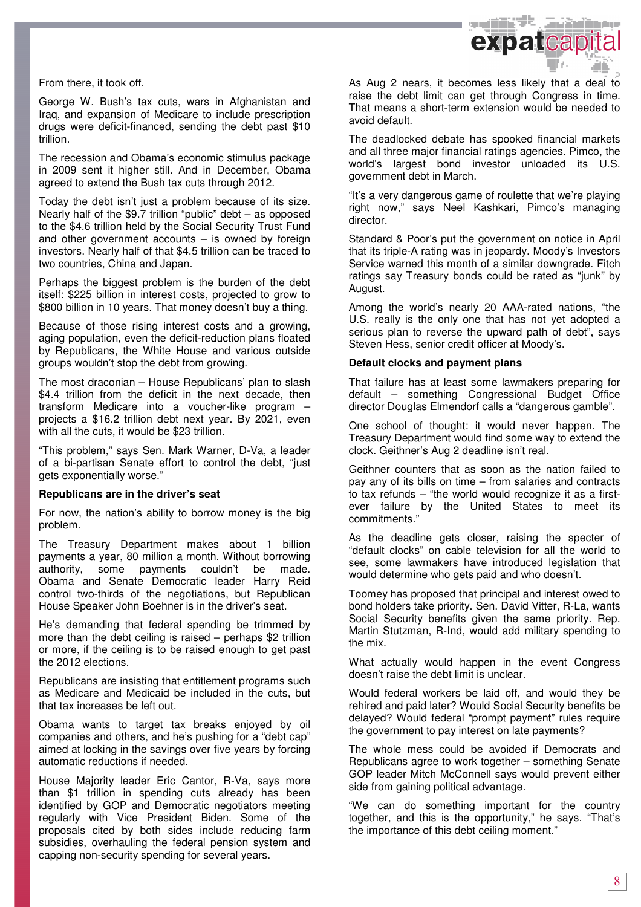From there, it took off.

George W. Bush's tax cuts, wars in Afghanistan and Iraq, and expansion of Medicare to include prescription drugs were deficit-financed, sending the debt past $10 trillion.

The recession and Obama's economic stimulus package in 2009 sent it higher still. And in December, Obama agreed to extend the Bush tax cuts through 2012.

Today the debt isn't just a problem because of its size. Nearly half of the $9.7 trillion "public" debt – as opposed to the $4.6 trillion held by the Social Security Trust Fund and other government accounts – is owned by foreign investors. Nearly half of that $4.5 trillion can be traced to two countries, China and Japan.

Perhaps the biggest problem is the burden of the debt itself: $225 billion in interest costs, projected to grow to $800 billion in 10 years. That money doesn't buy a thing.

Because of those rising interest costs and a growing, aging population, even the deficit-reduction plans floated by Republicans, the White House and various outside groups wouldn't stop the debt from growing.

The most draconian – House Republicans' plan to slash $4.4 trillion from the deficit in the next decade, then transform Medicare into a voucher-like program – projects a $16.2 trillion debt next year. By 2021, even with all the cuts, it would be $23 trillion.

"This problem," says Sen. Mark Warner, D-Va, a leader of a bi-partisan Senate effort to control the debt, "just gets exponentially worse."

**Republicans are in the driver's seat**

For now, the nation's ability to borrow money is the big problem.

The Treasury Department makes about 1 billion payments a year, 80 million a month. Without borrowing authority, some payments couldn't be made. Obama and Senate Democratic leader Harry Reid control two-thirds of the negotiations, but Republican House Speaker John Boehner is in the driver's seat.

He's demanding that federal spending be trimmed by more than the debt ceiling is raised – perhaps $2 trillion or more, if the ceiling is to be raised enough to get past the 2012 elections.

Republicans are insisting that entitlement programs such as Medicare and Medicaid be included in the cuts, but that tax increases be left out.

Obama wants to target tax breaks enjoyed by oil companies and others, and he's pushing for a "debt cap" aimed at locking in the savings over five years by forcing automatic reductions if needed.

House Majority leader Eric Cantor, R-Va, says more than $1 trillion in spending cuts already has been identified by GOP and Democratic negotiators meeting regularly with Vice President Biden. Some of the proposals cited by both sides include reducing farm subsidies, overhauling the federal pension system and capping non-security spending for several years.

As Aug 2 nears, it becomes less likely that a deal to raise the debt limit can get through Congress in time. That means a short-term extension would be needed to avoid default.

The deadlocked debate has spooked financial markets and all three major financial ratings agencies. Pimco, the world's largest bond investor unloaded its U.S. government debt in March.

"It's a very dangerous game of roulette that we're playing right now," says Neel Kashkari, Pimco's managing director.

Standard & Poor's put the government on notice in April that its triple-A rating was in jeopardy. Moody's Investors Service warned this month of a similar downgrade. Fitch ratings say Treasury bonds could be rated as "junk" by August.

Among the world's nearly 20 AAA-rated nations, "the U.S. really is the only one that has not yet adopted a serious plan to reverse the upward path of debt", says Steven Hess, senior credit officer at Moody's.

**Default clocks and payment plans**

That failure has at least some lawmakers preparing for default – something Congressional Budget Office director Douglas Elmendorf calls a "dangerous gamble".

One school of thought: it would never happen. The Treasury Department would find some way to extend the clock. Geithner's Aug 2 deadline isn't real.

Geithner counters that as soon as the nation failed to pay any of its bills on time – from salaries and contracts to tax refunds – "the world would recognize it as a first-ever failure by the United States to meet its commitments."

As the deadline gets closer, raising the specter of "default clocks" on cable television for all the world to see, some lawmakers have introduced legislation that would determine who gets paid and who doesn't.

Toomey has proposed that principal and interest owed to bond holders take priority. Sen. David Vitter, R-La, wants Social Security benefits given the same priority. Rep. Martin Stutzman, R-Ind, would add military spending to the mix.

What actually would happen in the event Congress doesn't raise the debt limit is unclear.

Would federal workers be laid off, and would they be rehired and paid later? Would Social Security benefits be delayed? Would federal "prompt payment" rules require the government to pay interest on late payments?

The whole mess could be avoided if Democrats and Republicans agree to work together – something Senate GOP leader Mitch McConnell says would prevent either side from gaining political advantage.

"We can do something important for the country together, and this is the opportunity," he says. "That's the importance of this debt ceiling moment."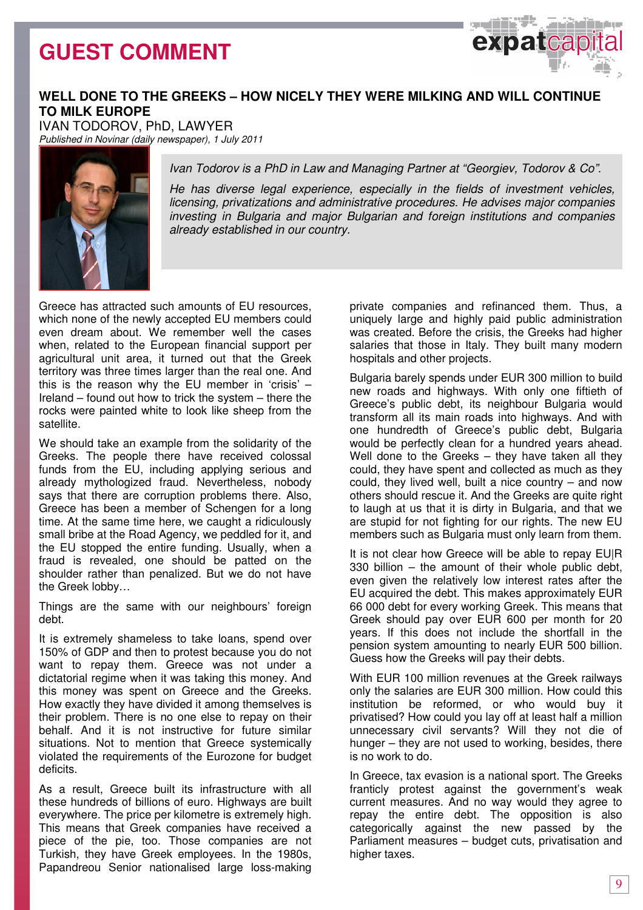# GUEST COMMENT

## WELL DONE TO THE GREEKS – HOW NICELY THEY WERE MILKING AND WILL CONTINUE TO MILK EUROPE

IVAN TODOROV, PhD, LAWYER

*Published in Novinar (daily newspaper), 1 July 2011*

*Ivan Todorov is a PhD in Law and Managing Partner at "Georgiev, Todorov & Co".*

*He has diverse legal experience, especially in the fields of investment vehicles, licensing, privatizations and administrative procedures. He advises major companies investing in Bulgaria and major Bulgarian and foreign institutions and companies already established in our country.*

Greece has attracted such amounts of EU resources, which none of the newly accepted EU members could even dream about. We remember well the cases when, related to the European financial support per agricultural unit area, it turned out that the Greek territory was three times larger than the real one. And this is the reason why the EU member in 'crisis' – Ireland – found out how to trick the system – there the rocks were painted white to look like sheep from the satellite.

We should take an example from the solidarity of the Greeks. The people there have received colossal funds from the EU, including applying serious and already mythologized fraud. Nevertheless, nobody says that there are corruption problems there. Also, Greece has been a member of Schengen for a long time. At the same time here, we caught a ridiculously small bribe at the Road Agency, we peddled for it, and the EU stopped the entire funding. Usually, when a fraud is revealed, one should be patted on the shoulder rather than penalized. But we do not have the Greek lobby…

Things are the same with our neighbours' foreign debt.

It is extremely shameless to take loans, spend over 150% of GDP and then to protest because you do not want to repay them. Greece was not under a dictatorial regime when it was taking this money. And this money was spent on Greece and the Greeks. How exactly they have divided it among themselves is their problem. There is no one else to repay on their behalf. And it is not instructive for future similar situations. Not to mention that Greece systemically violated the requirements of the Eurozone for budget deficits.

As a result, Greece built its infrastructure with all these hundreds of billions of euro. Highways are built everywhere. The price per kilometre is extremely high. This means that Greek companies have received a piece of the pie, too. Those companies are not Turkish, they have Greek employees. In the 1980s, Papandreou Senior nationalised large loss-making private companies and refinanced them. Thus, a uniquely large and highly paid public administration was created. Before the crisis, the Greeks had higher salaries than those in Italy. They built many modern hospitals and other projects.

Bulgaria barely spends under EUR 300 million to build new roads and highways. With only one fiftieth of Greece's public debt, its neighbour Bulgaria would transform all its main roads into highways. And with one hundredth of Greece's public debt, Bulgaria would be perfectly clean for a hundred years ahead. Well done to the Greeks – they have taken all they could, they have spent and collected as much as they could, they lived well, built a nice country – and now others should rescue it. And the Greeks are quite right to laugh at us that it is dirty in Bulgaria, and that we are stupid for not fighting for our rights. The new EU members such as Bulgaria must only learn from them.

It is not clear how Greece will be able to repay EUR 330 billion – the amount of their whole public debt, even given the relatively low interest rates after the EU acquired the debt. This makes approximately EUR 66 000 debt for every working Greek. This means that Greek should pay over EUR 600 per month for 20 years. If this does not include the shortfall in the pension system amounting to nearly EUR 500 billion. Guess how the Greeks will pay their debts.

With EUR 100 million revenues at the Greek railways only the salaries are EUR 300 million. How could this institution be reformed, or who would buy it privatised? How could you lay off at least half a million unnecessary civil servants? Will they not die of hunger – they are not used to working, besides, there is no work to do.

In Greece, tax evasion is a national sport. The Greeks franticly protest against the government's weak current measures. And no way would they agree to repay the entire debt. The opposition is also categorically against the new passed by the Parliament measures – budget cuts, privatisation and higher taxes.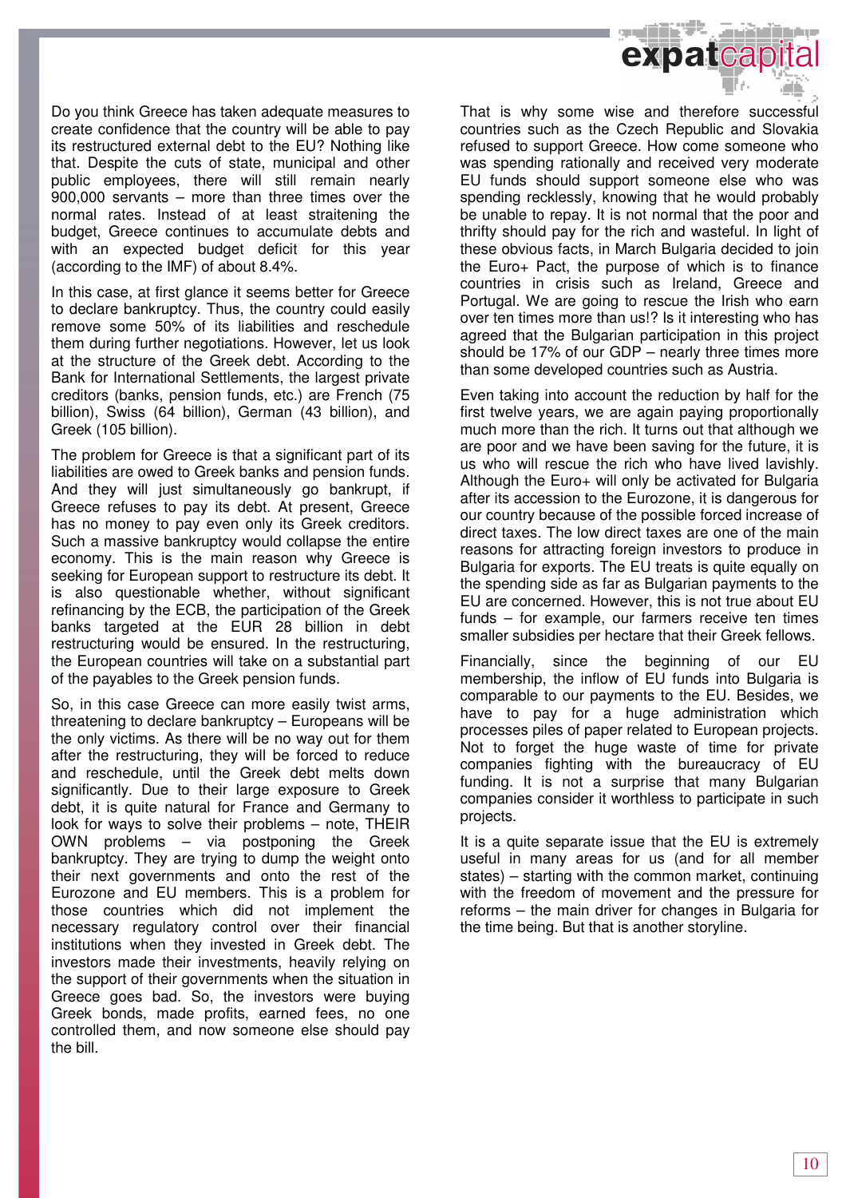Do you think Greece has taken adequate measures to create confidence that the country will be able to pay its restructured external debt to the EU? Nothing like that. Despite the cuts of state, municipal and other public employees, there will still remain nearly 900,000 servants – more than three times over the normal rates. Instead of at least straitening the budget, Greece continues to accumulate debts and with an expected budget deficit for this year (according to the IMF) of about 8.4%.

In this case, at first glance it seems better for Greece to declare bankruptcy. Thus, the country could easily remove some 50% of its liabilities and reschedule them during further negotiations. However, let us look at the structure of the Greek debt. According to the Bank for International Settlements, the largest private creditors (banks, pension funds, etc.) are French (75 billion), Swiss (64 billion), German (43 billion), and Greek (105 billion).

The problem for Greece is that a significant part of its liabilities are owed to Greek banks and pension funds. And they will just simultaneously go bankrupt, if Greece refuses to pay its debt. At present, Greece has no money to pay even only its Greek creditors. Such a massive bankruptcy would collapse the entire economy. This is the main reason why Greece is seeking for European support to restructure its debt. It is also questionable whether, without significant refinancing by the ECB, the participation of the Greek banks targeted at the EUR 28 billion in debt restructuring would be ensured. In the restructuring, the European countries will take on a substantial part of the payables to the Greek pension funds.

So, in this case Greece can more easily twist arms, threatening to declare bankruptcy – Europeans will be the only victims. As there will be no way out for them after the restructuring, they will be forced to reduce and reschedule, until the Greek debt melts down significantly. Due to their large exposure to Greek debt, it is quite natural for France and Germany to look for ways to solve their problems – note, THEIR OWN problems – via postponing the Greek bankruptcy. They are trying to dump the weight onto their next governments and onto the rest of the Eurozone and EU members. This is a problem for those countries which did not implement the necessary regulatory control over their financial institutions when they invested in Greek debt. The investors made their investments, heavily relying on the support of their governments when the situation in Greece goes bad. So, the investors were buying Greek bonds, made profits, earned fees, no one controlled them, and now someone else should pay the bill.

That is why some wise and therefore successful countries such as the Czech Republic and Slovakia refused to support Greece. How come someone who was spending rationally and received very moderate EU funds should support someone else who was spending recklessly, knowing that he would probably be unable to repay. It is not normal that the poor and thrifty should pay for the rich and wasteful. In light of these obvious facts, in March Bulgaria decided to join the Euro+ Pact, the purpose of which is to finance countries in crisis such as Ireland, Greece and Portugal. We are going to rescue the Irish who earn over ten times more than us!? Is it interesting who has agreed that the Bulgarian participation in this project should be 17% of our GDP – nearly three times more than some developed countries such as Austria.

Even taking into account the reduction by half for the first twelve years, we are again paying proportionally much more than the rich. It turns out that although we are poor and we have been saving for the future, it is us who will rescue the rich who have lived lavishly. Although the Euro+ will only be activated for Bulgaria after its accession to the Eurozone, it is dangerous for our country because of the possible forced increase of direct taxes. The low direct taxes are one of the main reasons for attracting foreign investors to produce in Bulgaria for exports. The EU treats is quite equally on the spending side as far as Bulgarian payments to the EU are concerned. However, this is not true about EU funds – for example, our farmers receive ten times smaller subsidies per hectare that their Greek fellows.

Financially, since the beginning of our EU membership, the inflow of EU funds into Bulgaria is comparable to our payments to the EU. Besides, we have to pay for a huge administration which processes piles of paper related to European projects. Not to forget the huge waste of time for private companies fighting with the bureaucracy of EU funding. It is not a surprise that many Bulgarian companies consider it worthless to participate in such projects.

It is a quite separate issue that the EU is extremely useful in many areas for us (and for all member states) – starting with the common market, continuing with the freedom of movement and the pressure for reforms – the main driver for changes in Bulgaria for the time being. But that is another storyline.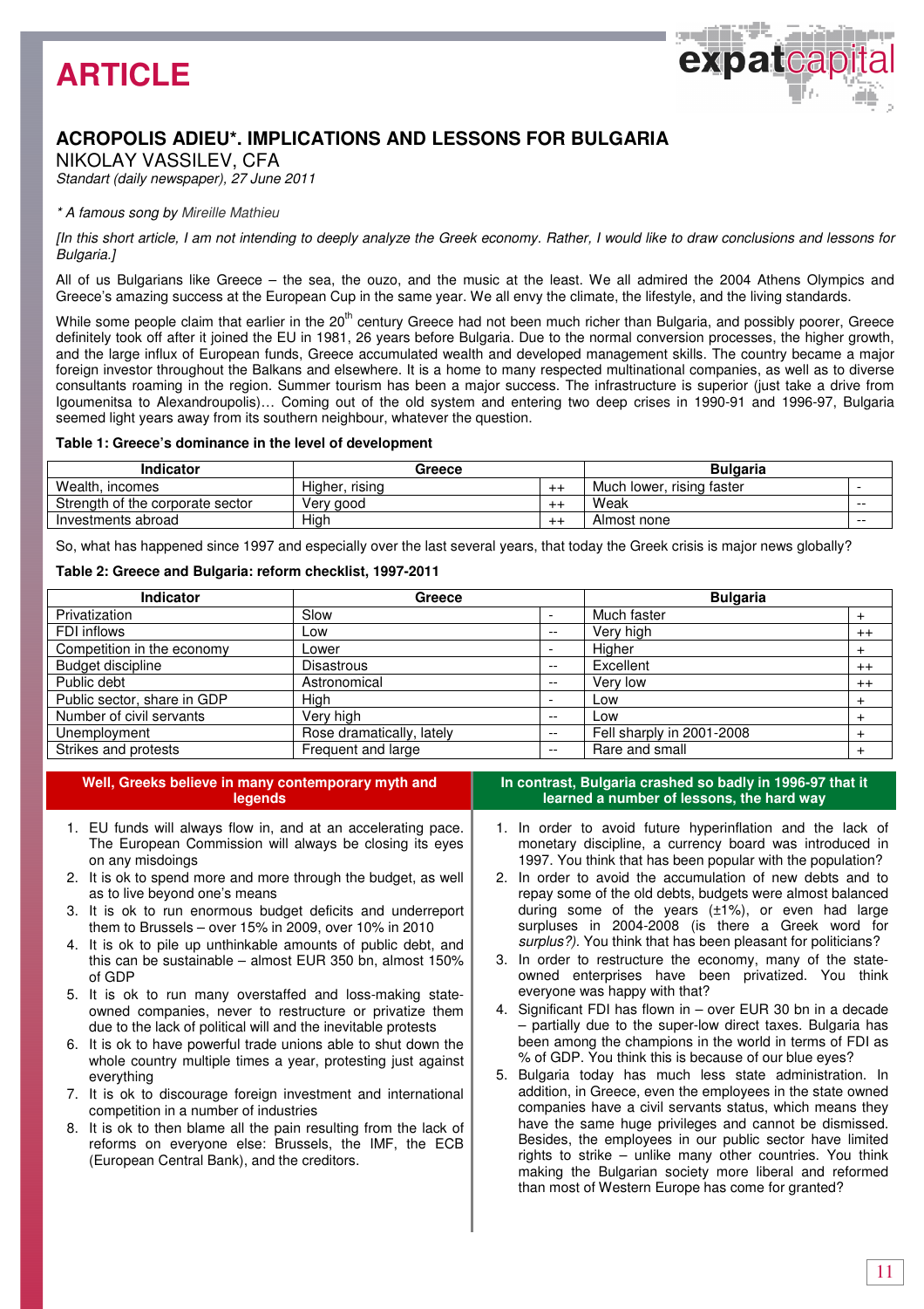# ARTICLE

## ACROPOLIS ADIEU*. IMPLICATIONS AND LESSONS FOR BULGARIA

NIKOLAY VASSILEV, CFA

*Standart (daily newspaper), 27 June 2011*

*\* A famous song by Mireille Mathieu*

*[In this short article, I am not intending to deeply analyze the Greek economy. Rather, I would like to draw conclusions and lessons for Bulgaria.]*

All of us Bulgarians like Greece – the sea, the ouzo, and the music at the least. We all admired the 2004 Athens Olympics and Greece's amazing success at the European Cup in the same year. We all envy the climate, the lifestyle, and the living standards.

While some people claim that earlier in the 20th century Greece had not been much richer than Bulgaria, and possibly poorer, Greece definitely took off after it joined the EU in 1981, 26 years before Bulgaria. Due to the normal conversion processes, the higher growth, and the large influx of European funds, Greece accumulated wealth and developed management skills. The country became a major foreign investor throughout the Balkans and elsewhere. It is a home to many respected multinational companies, as well as to diverse consultants roaming in the region. Summer tourism has been a major success. The infrastructure is superior (just take a drive from Igoumenitsa to Alexandroupolis)… Coming out of the old system and entering two deep crises in 1990-91 and 1996-97, Bulgaria seemed light years away from its southern neighbour, whatever the question.

**Table 1: Greece's dominance in the level of development**

| Indicator | Greece | | Bulgaria | |
|---|---|---|---|---|
| Wealth, incomes | Higher, rising | ++ | Much lower, rising faster | - |
| Strength of the corporate sector | Very good | ++ | Weak | -- |
| Investments abroad | High | ++ | Almost none | -- |

So, what has happened since 1997 and especially over the last several years, that today the Greek crisis is major news globally?

**Table 2: Greece and Bulgaria: reform checklist, 1997-2011**

| Indicator | Greece | | Bulgaria | |
|---|---|---|---|---|
| Privatization | Slow | - | Much faster | + |
| FDI inflows | Low | -- | Very high | ++ |
| Competition in the economy | Lower | - | Higher | + |
| Budget discipline | Disastrous | -- | Excellent | ++ |
| Public debt | Astronomical | -- | Very low | ++ |
| Public sector, share in GDP | High | - | Low | + |
| Number of civil servants | Very high | -- | Low | + |
| Unemployment | Rose dramatically, lately | -- | Fell sharply in 2001-2008 | + |
| Strikes and protests | Frequent and large | -- | Rare and small | + |

**Well, Greeks believe in many contemporary myth and legends**

1. EU funds will always flow in, and at an accelerating pace. The European Commission will always be closing its eyes on any misdoings
2. It is ok to spend more and more through the budget, as well as to live beyond one's means
3. It is ok to run enormous budget deficits and underreport them to Brussels – over 15% in 2009, over 10% in 2010
4. It is ok to pile up unthinkable amounts of public debt, and this can be sustainable – almost EUR 350 bn, almost 150% of GDP
5. It is ok to run many overstaffed and loss-making state-owned companies, never to restructure or privatize them due to the lack of political will and the inevitable protests
6. It is ok to have powerful trade unions able to shut down the whole country multiple times a year, protesting just against everything
7. It is ok to discourage foreign investment and international competition in a number of industries
8. It is ok to then blame all the pain resulting from the lack of reforms on everyone else: Brussels, the IMF, the ECB (European Central Bank), and the creditors.

**In contrast, Bulgaria crashed so badly in 1996-97 that it learned a number of lessons, the hard way**

1. In order to avoid future hyperinflation and the lack of monetary discipline, a currency board was introduced in 1997. You think that has been popular with the population?
2. In order to avoid the accumulation of new debts and to repay some of the old debts, budgets were almost balanced during some of the years (±1%), or even had large surpluses in 2004-2008 (is there a Greek word for *surplus?).* You think that has been pleasant for politicians?
3. In order to restructure the economy, many of the state-owned enterprises have been privatized. You think everyone was happy with that?
4. Significant FDI has flown in – over EUR 30 bn in a decade – partially due to the super-low direct taxes. Bulgaria has been among the champions in the world in terms of FDI as % of GDP. You think this is because of our blue eyes?
5. Bulgaria today has much less state administration. In addition, in Greece, even the employees in the state owned companies have a civil servants status, which means they have the same huge privileges and cannot be dismissed. Besides, the employees in our public sector have limited rights to strike – unlike many other countries. You think making the Bulgarian society more liberal and reformed than most of Western Europe has come for granted?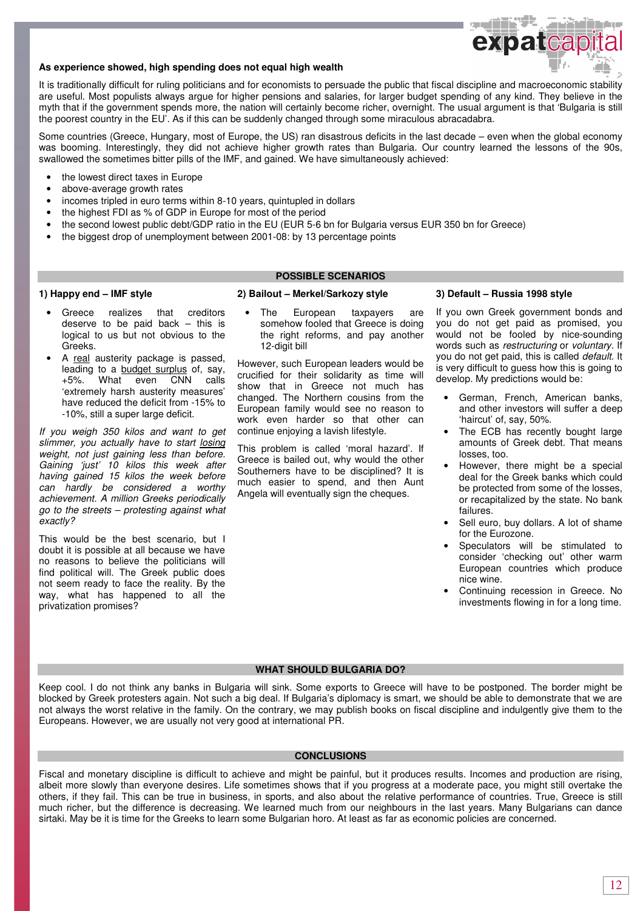**As experience showed, high spending does not equal high wealth**

It is traditionally difficult for ruling politicians and for economists to persuade the public that fiscal discipline and macroeconomic stability are useful. Most populists always argue for higher pensions and salaries, for larger budget spending of any kind. They believe in the myth that if the government spends more, the nation will certainly become richer, overnight. The usual argument is that 'Bulgaria is still the poorest country in the EU'. As if this can be suddenly changed through some miraculous abracadabra.

Some countries (Greece, Hungary, most of Europe, the US) ran disastrous deficits in the last decade – even when the global economy was booming. Interestingly, they did not achieve higher growth rates than Bulgaria. Our country learned the lessons of the 90s, swallowed the sometimes bitter pills of the IMF, and gained. We have simultaneously achieved:

- the lowest direct taxes in Europe
- above-average growth rates
- incomes tripled in euro terms within 8-10 years, quintupled in dollars
- the highest FDI as % of GDP in Europe for most of the period
- the second lowest public debt/GDP ratio in the EU (EUR 5-6 bn for Bulgaria versus EUR 350 bn for Greece)
- the biggest drop of unemployment between 2001-08: by 13 percentage points

## POSSIBLE SCENARIOS

### 1) Happy end – IMF style

- Greece realizes that creditors deserve to be paid back – this is logical to us but not obvious to the Greeks.
- A <u>real</u> austerity package is passed, leading to a <u>budget surplus</u> of, say, +5%. What even CNN calls 'extremely harsh austerity measures' have reduced the deficit from -15% to -10%, still a super large deficit.

*If you weigh 350 kilos and want to get slimmer, you actually have to start <u>losing</u> weight, not just gaining less than before. Gaining 'just' 10 kilos this week after having gained 15 kilos the week before can hardly be considered a worthy achievement. A million Greeks periodically go to the streets – protesting against what exactly?*

This would be the best scenario, but I doubt it is possible at all because we have no reasons to believe the politicians will find political will. The Greek public does not seem ready to face the reality. By the way, what has happened to all the privatization promises?

### 2) Bailout – Merkel/Sarkozy style

- The European taxpayers are somehow fooled that Greece is doing the right reforms, and pay another 12-digit bill

However, such European leaders would be crucified for their solidarity as time will show that in Greece not much has changed. The Northern cousins from the European family would see no reason to work even harder so that other can continue enjoying a lavish lifestyle.

This problem is called 'moral hazard'. If Greece is bailed out, why would the other Southerners have to be disciplined? It is much easier to spend, and then Aunt Angela will eventually sign the cheques.

### 3) Default – Russia 1998 style

If you own Greek government bonds and you do not get paid as promised, you would not be fooled by nice-sounding words such as *restructuring* or *voluntary*. If you do not get paid, this is called *default*. It is very difficult to guess how this is going to develop. My predictions would be:

- German, French, American banks, and other investors will suffer a deep 'haircut' of, say, 50%.
- The ECB has recently bought large amounts of Greek debt. That means losses, too.
- However, there might be a special deal for the Greek banks which could be protected from some of the losses, or recapitalized by the state. No bank failures.
- Sell euro, buy dollars. A lot of shame for the Eurozone.
- Speculators will be stimulated to consider 'checking out' other warm European countries which produce nice wine.
- Continuing recession in Greece. No investments flowing in for a long time.

## WHAT SHOULD BULGARIA DO?

Keep cool. I do not think any banks in Bulgaria will sink. Some exports to Greece will have to be postponed. The border might be blocked by Greek protesters again. Not such a big deal. If Bulgaria's diplomacy is smart, we should be able to demonstrate that we are not always the worst relative in the family. On the contrary, we may publish books on fiscal discipline and indulgently give them to the Europeans. However, we are usually not very good at international PR.

## CONCLUSIONS

Fiscal and monetary discipline is difficult to achieve and might be painful, but it produces results. Incomes and production are rising, albeit more slowly than everyone desires. Life sometimes shows that if you progress at a moderate pace, you might still overtake the others, if they fail. This can be true in business, in sports, and also about the relative performance of countries. True, Greece is still much richer, but the difference is decreasing. We learned much from our neighbours in the last years. Many Bulgarians can dance sirtaki. May be it is time for the Greeks to learn some Bulgarian horo. At least as far as economic policies are concerned.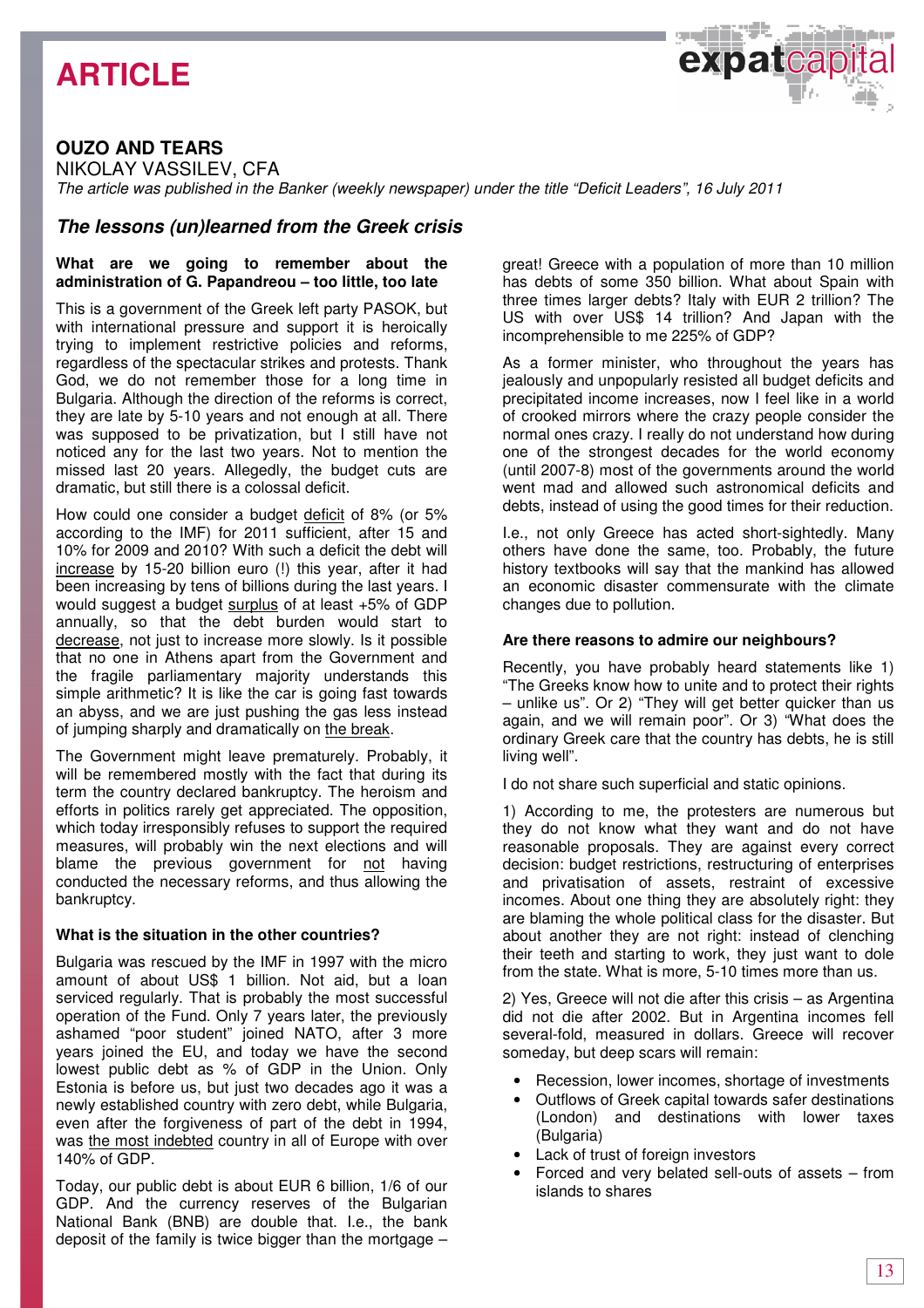# ARTICLE

## OUZO AND TEARS

NIKOLAY VASSILEV, CFA

*The article was published in the Banker (weekly newspaper) under the title "Deficit Leaders", 16 July 2011*

### *The lessons (un)learned from the Greek crisis*

**What are we going to remember about the administration of G. Papandreou – too little, too late**

This is a government of the Greek left party PASOK, but with international pressure and support it is heroically trying to implement restrictive policies and reforms, regardless of the spectacular strikes and protests. Thank God, we do not remember those for a long time in Bulgaria. Although the direction of the reforms is correct, they are late by 5-10 years and not enough at all. There was supposed to be privatization, but I still have not noticed any for the last two years. Not to mention the missed last 20 years. Allegedly, the budget cuts are dramatic, but still there is a colossal deficit.

How could one consider a budget deficit of 8% (or 5% according to the IMF) for 2011 sufficient, after 15 and 10% for 2009 and 2010? With such a deficit the debt will increase by 15-20 billion euro (!) this year, after it had been increasing by tens of billions during the last years. I would suggest a budget surplus of at least +5% of GDP annually, so that the debt burden would start to decrease, not just to increase more slowly. Is it possible that no one in Athens apart from the Government and the fragile parliamentary majority understands this simple arithmetic? It is like the car is going fast towards an abyss, and we are just pushing the gas less instead of jumping sharply and dramatically on the break.

The Government might leave prematurely. Probably, it will be remembered mostly with the fact that during its term the country declared bankruptcy. The heroism and efforts in politics rarely get appreciated. The opposition, which today irresponsibly refuses to support the required measures, will probably win the next elections and will blame the previous government for not having conducted the necessary reforms, and thus allowing the bankruptcy.

**What is the situation in the other countries?**

Bulgaria was rescued by the IMF in 1997 with the micro amount of about US$ 1 billion. Not aid, but a loan serviced regularly. That is probably the most successful operation of the Fund. Only 7 years later, the previously ashamed "poor student" joined NATO, after 3 more years joined the EU, and today we have the second lowest public debt as % of GDP in the Union. Only Estonia is before us, but just two decades ago it was a newly established country with zero debt, while Bulgaria, even after the forgiveness of part of the debt in 1994, was the most indebted country in all of Europe with over 140% of GDP.

Today, our public debt is about EUR 6 billion, 1/6 of our GDP. And the currency reserves of the Bulgarian National Bank (BNB) are double that. I.e., the bank deposit of the family is twice bigger than the mortgage – great! Greece with a population of more than 10 million has debts of some 350 billion. What about Spain with three times larger debts? Italy with EUR 2 trillion? The US with over US$ 14 trillion? And Japan with the incomprehensible to me 225% of GDP?

As a former minister, who throughout the years has jealously and unpopularly resisted all budget deficits and precipitated income increases, now I feel like in a world of crooked mirrors where the crazy people consider the normal ones crazy. I really do not understand how during one of the strongest decades for the world economy (until 2007-8) most of the governments around the world went mad and allowed such astronomical deficits and debts, instead of using the good times for their reduction.

I.e., not only Greece has acted short-sightedly. Many others have done the same, too. Probably, the future history textbooks will say that the mankind has allowed an economic disaster commensurate with the climate changes due to pollution.

**Are there reasons to admire our neighbours?**

Recently, you have probably heard statements like 1) "The Greeks know how to unite and to protect their rights – unlike us". Or 2) "They will get better quicker than us again, and we will remain poor". Or 3) "What does the ordinary Greek care that the country has debts, he is still living well".

I do not share such superficial and static opinions.

1) According to me, the protesters are numerous but they do not know what they want and do not have reasonable proposals. They are against every correct decision: budget restrictions, restructuring of enterprises and privatisation of assets, restraint of excessive incomes. About one thing they are absolutely right: they are blaming the whole political class for the disaster. But about another they are not right: instead of clenching their teeth and starting to work, they just want to dole from the state. What is more, 5-10 times more than us.

2) Yes, Greece will not die after this crisis – as Argentina did not die after 2002. But in Argentina incomes fell several-fold, measured in dollars. Greece will recover someday, but deep scars will remain:

- Recession, lower incomes, shortage of investments
- Outflows of Greek capital towards safer destinations (London) and destinations with lower taxes (Bulgaria)
- Lack of trust of foreign investors
- Forced and very belated sell-outs of assets – from islands to shares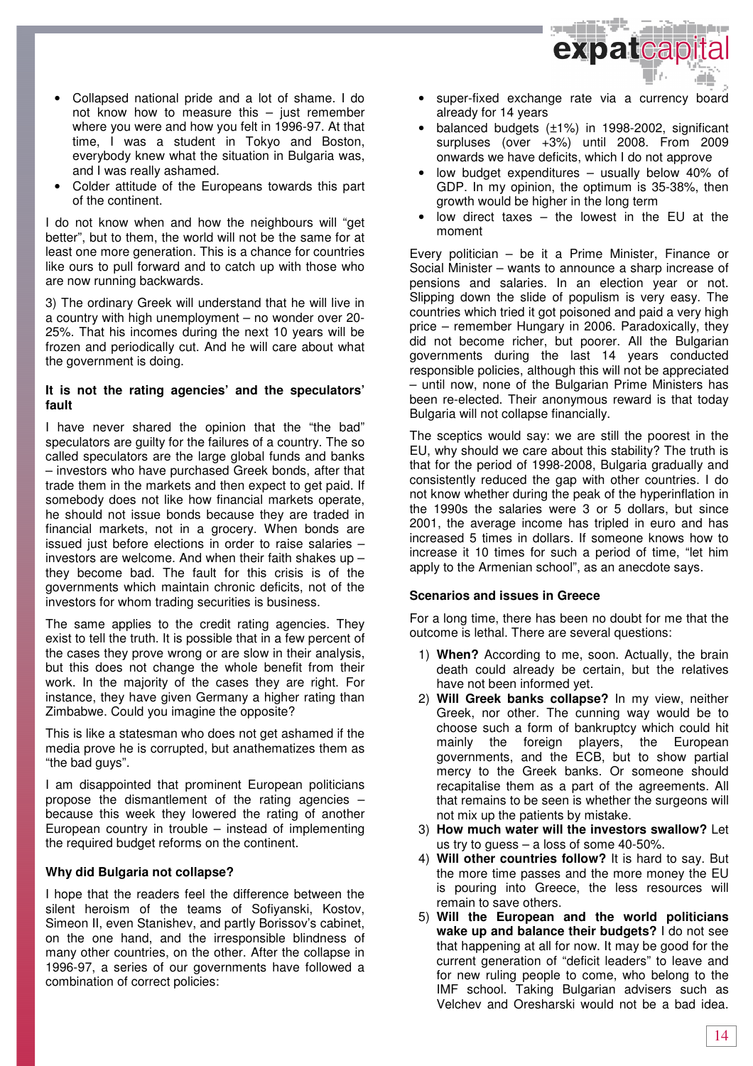- Collapsed national pride and a lot of shame. I do not know how to measure this – just remember where you were and how you felt in 1996-97. At that time, I was a student in Tokyo and Boston, everybody knew what the situation in Bulgaria was, and I was really ashamed.
- Colder attitude of the Europeans towards this part of the continent.

I do not know when and how the neighbours will "get better", but to them, the world will not be the same for at least one more generation. This is a chance for countries like ours to pull forward and to catch up with those who are now running backwards.

3) The ordinary Greek will understand that he will live in a country with high unemployment – no wonder over 20-25%. That his incomes during the next 10 years will be frozen and periodically cut. And he will care about what the government is doing.

#### It is not the rating agencies' and the speculators' fault

I have never shared the opinion that the "the bad" speculators are guilty for the failures of a country. The so called speculators are the large global funds and banks – investors who have purchased Greek bonds, after that trade them in the markets and then expect to get paid. If somebody does not like how financial markets operate, he should not issue bonds because they are traded in financial markets, not in a grocery. When bonds are issued just before elections in order to raise salaries – investors are welcome. And when their faith shakes up – they become bad. The fault for this crisis is of the governments which maintain chronic deficits, not of the investors for whom trading securities is business.

The same applies to the credit rating agencies. They exist to tell the truth. It is possible that in a few percent of the cases they prove wrong or are slow in their analysis, but this does not change the whole benefit from their work. In the majority of the cases they are right. For instance, they have given Germany a higher rating than Zimbabwe. Could you imagine the opposite?

This is like a statesman who does not get ashamed if the media prove he is corrupted, but anathematizes them as "the bad guys".

I am disappointed that prominent European politicians propose the dismantlement of the rating agencies – because this week they lowered the rating of another European country in trouble – instead of implementing the required budget reforms on the continent.

#### Why did Bulgaria not collapse?

I hope that the readers feel the difference between the silent heroism of the teams of Sofiyanski, Kostov, Simeon II, even Stanishev, and partly Borissov's cabinet, on the one hand, and the irresponsible blindness of many other countries, on the other. After the collapse in 1996-97, a series of our governments have followed a combination of correct policies:

- super-fixed exchange rate via a currency board already for 14 years
- balanced budgets (±1%) in 1998-2002, significant surpluses (over +3%) until 2008. From 2009 onwards we have deficits, which I do not approve
- low budget expenditures – usually below 40% of GDP. In my opinion, the optimum is 35-38%, then growth would be higher in the long term
- low direct taxes – the lowest in the EU at the moment

Every politician – be it a Prime Minister, Finance or Social Minister – wants to announce a sharp increase of pensions and salaries. In an election year or not. Slipping down the slide of populism is very easy. The countries which tried it got poisoned and paid a very high price – remember Hungary in 2006. Paradoxically, they did not become richer, but poorer. All the Bulgarian governments during the last 14 years conducted responsible policies, although this will not be appreciated – until now, none of the Bulgarian Prime Ministers has been re-elected. Their anonymous reward is that today Bulgaria will not collapse financially.

The sceptics would say: we are still the poorest in the EU, why should we care about this stability? The truth is that for the period of 1998-2008, Bulgaria gradually and consistently reduced the gap with other countries. I do not know whether during the peak of the hyperinflation in the 1990s the salaries were 3 or 5 dollars, but since 2001, the average income has tripled in euro and has increased 5 times in dollars. If someone knows how to increase it 10 times for such a period of time, "let him apply to the Armenian school", as an anecdote says.

#### Scenarios and issues in Greece

For a long time, there has been no doubt for me that the outcome is lethal. There are several questions:

1) **When?** According to me, soon. Actually, the brain death could already be certain, but the relatives have not been informed yet.
2) **Will Greek banks collapse?** In my view, neither Greek, nor other. The cunning way would be to choose such a form of bankruptcy which could hit mainly the foreign players, the European governments, and the ECB, but to show partial mercy to the Greek banks. Or someone should recapitalise them as a part of the agreements. All that remains to be seen is whether the surgeons will not mix up the patients by mistake.
3) **How much water will the investors swallow?** Let us try to guess – a loss of some 40-50%.
4) **Will other countries follow?** It is hard to say. But the more time passes and the more money the EU is pouring into Greece, the less resources will remain to save others.
5) **Will the European and the world politicians wake up and balance their budgets?** I do not see that happening at all for now. It may be good for the current generation of "deficit leaders" to leave and for new ruling people to come, who belong to the IMF school. Taking Bulgarian advisers such as Velchev and Oresharski would not be a bad idea.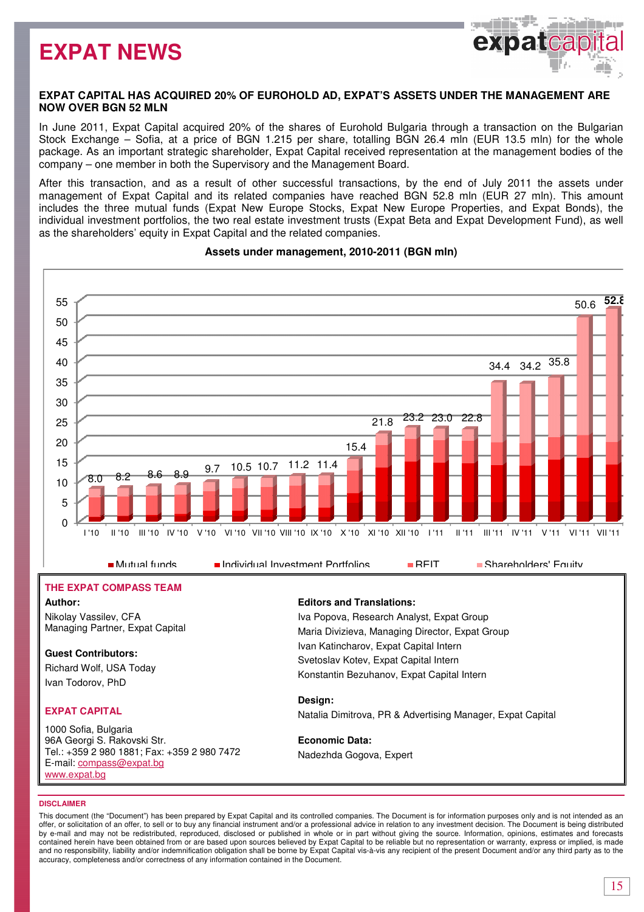# EXPAT NEWS

**EXPAT CAPITAL HAS ACQUIRED 20% OF EUROHOLD AD, EXPAT'S ASSETS UNDER THE MANAGEMENT ARE NOW OVER BGN 52 MLN**

In June 2011, Expat Capital acquired 20% of the shares of Eurohold Bulgaria through a transaction on the Bulgarian Stock Exchange – Sofia, at a price of BGN 1.215 per share, totalling BGN 26.4 mln (EUR 13.5 mln) for the whole package. As an important strategic shareholder, Expat Capital received representation at the management bodies of the company – one member in both the Supervisory and the Management Board.

After this transaction, and as a result of other successful transactions, by the end of July 2011 the assets under management of Expat Capital and its related companies have reached BGN 52.8 mln (EUR 27 mln). This amount includes the three mutual funds (Expat New Europe Stocks, Expat New Europe Properties, and Expat Bonds), the individual investment portfolios, the two real estate investment trusts (Expat Beta and Expat Development Fund), as well as the shareholders' equity in Expat Capital and the related companies.

**Assets under management, 2010-2011 (BGN mln)**

0 5 10 15 20 25 30 35 40 45 50 55

I '10: 8.0
II '10: 8.2
III '10: 8.6
IV '10: 8.9
V '10: 9.7
VI '10: 10.5
VII '10: 10.7
VIII '10: 11.2
IX '10: 11.4
X '10: 15.4
XI '10: 21.8
XII '10: 23.2
I '11: 23.0
II '11: 22.8
III '11: 34.4
IV '11: 34.2
V '11: 35.8
VI '11: 50.6
VII '11: 52.8

Mutual funds | Individual Investment Portfolios | REIT | Shareholders' Equity

## THE EXPAT COMPASS TEAM

**Author:**
Nikolay Vassilev, CFA
Managing Partner, Expat Capital

**Guest Contributors:**
Richard Wolf, USA Today
Ivan Todorov, PhD

**Editors and Translations:**
Iva Popova, Research Analyst, Expat Group
Maria Divizieva, Managing Director, Expat Group
Ivan Katincharov, Expat Capital Intern
Svetoslav Kotev, Expat Capital Intern
Konstantin Bezuhanov, Expat Capital Intern

**Design:**
Natalia Dimitrova, PR & Advertising Manager, Expat Capital

**Economic Data:**
Nadezhda Gogova, Expert

## EXPAT CAPITAL

1000 Sofia, Bulgaria
96A Georgi S. Rakovski Str.
Tel.: +359 2 980 1881; Fax: +359 2 980 7472
E-mail: compass@expat.bg
www.expat.bg

**DISCLAIMER**

This document (the "Document") has been prepared by Expat Capital and its controlled companies. The Document is for information purposes only and is not intended as an offer, or solicitation of an offer, to sell or to buy any financial instrument and/or a professional advice in relation to any investment decision. The Document is being distributed by e-mail and may not be redistributed, reproduced, disclosed or published in whole or in part without giving the source. Information, opinions, estimates and forecasts contained herein have been obtained from or are based upon sources believed by Expat Capital to be reliable but no representation or warranty, express or implied, is made and no responsibility, liability and/or indemnification obligation shall be borne by Expat Capital vis-à-vis any recipient of the present Document and/or any third party as to the accuracy, completeness and/or correctness of any information contained in the Document.